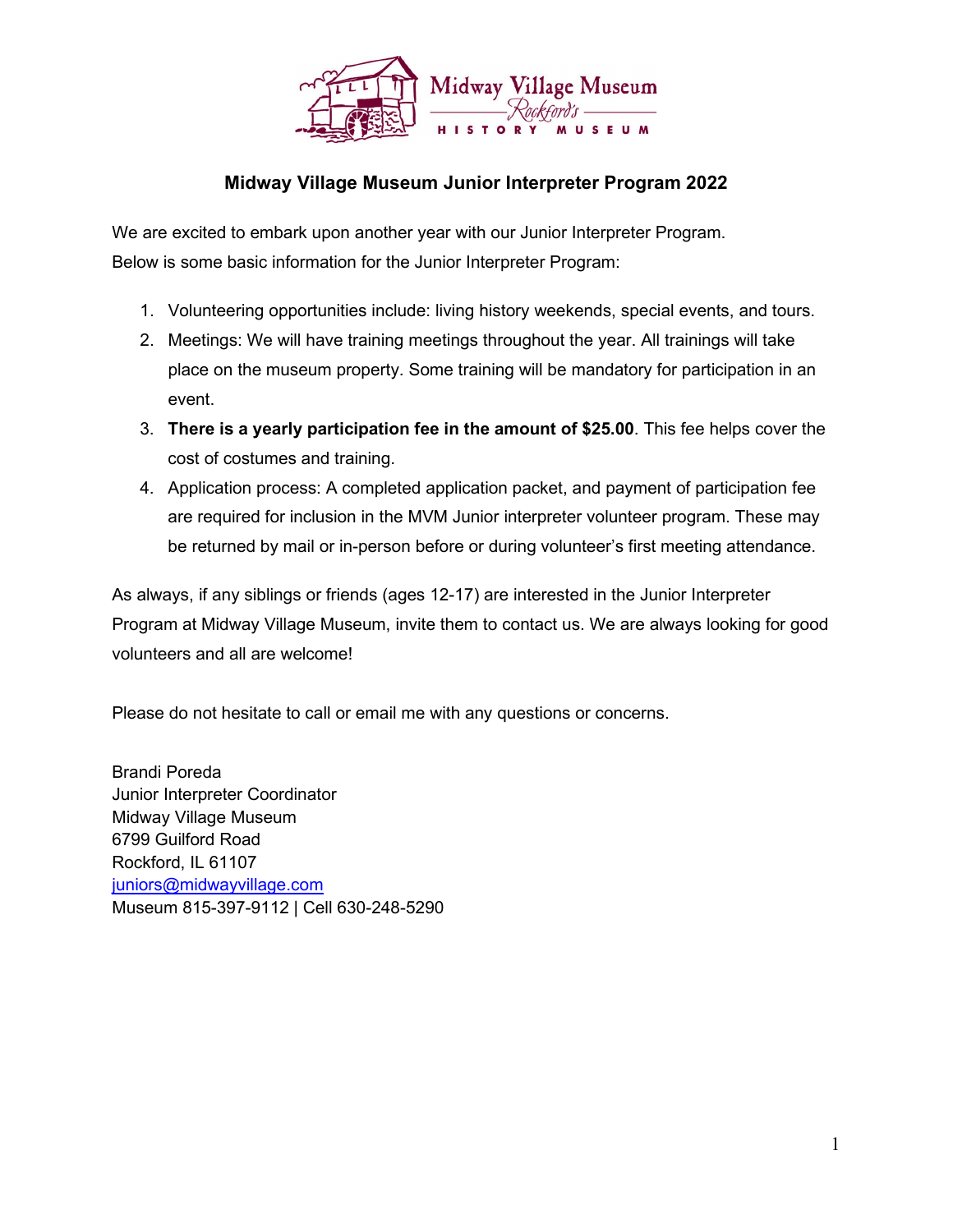# Midway Village Museum Junior Interpreter Program 2022

We are excited to embark upon another year with our Junior Interpreter Program.
Below is some basic information for the Junior Interpreter Program:

1. Volunteering opportunities include: living history weekends, special events, and tours.
2. Meetings: We will have training meetings throughout the year. All trainings will take place on the museum property. Some training will be mandatory for participation in an event.
3. **There is a yearly participation fee in the amount of $25.00**. This fee helps cover the cost of costumes and training.
4. Application process: A completed application packet, and payment of participation fee are required for inclusion in the MVM Junior interpreter volunteer program. These may be returned by mail or in-person before or during volunteer's first meeting attendance.

As always, if any siblings or friends (ages 12-17) are interested in the Junior Interpreter Program at Midway Village Museum, invite them to contact us. We are always looking for good volunteers and all are welcome!

Please do not hesitate to call or email me with any questions or concerns.

Brandi Poreda
Junior Interpreter Coordinator
Midway Village Museum
6799 Guilford Road
Rockford, IL 61107
juniors@midwayvillage.com
Museum 815-397-9112 | Cell 630-248-5290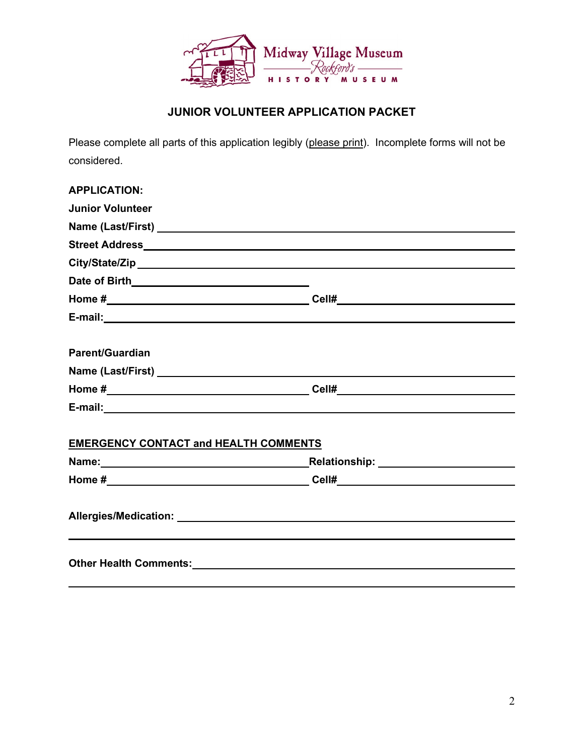Midway Village Museum
Rockford's
HISTORY MUSEUM

## JUNIOR VOLUNTEER APPLICATION PACKET

Please complete all parts of this application legibly (please print). Incomplete forms will not be considered.

**APPLICATION:**

**Junior Volunteer**

**Name (Last/First)** ______________________________

**Street Address** ______________________________

**City/State/Zip** ______________________________

**Date of Birth** ______________________________

**Home #** ______________________________ **Cell#** ______________________________

**E-mail:** ______________________________

**Parent/Guardian**

**Name (Last/First)** ______________________________

**Home #** ______________________________ **Cell#** ______________________________

**E-mail:** ______________________________

**EMERGENCY CONTACT and HEALTH COMMENTS**

**Name:** ______________________________ **Relationship:** ______________________________

**Home #** ______________________________ **Cell#** ______________________________

**Allergies/Medication:** ______________________________

______________________________

**Other Health Comments:** ______________________________

______________________________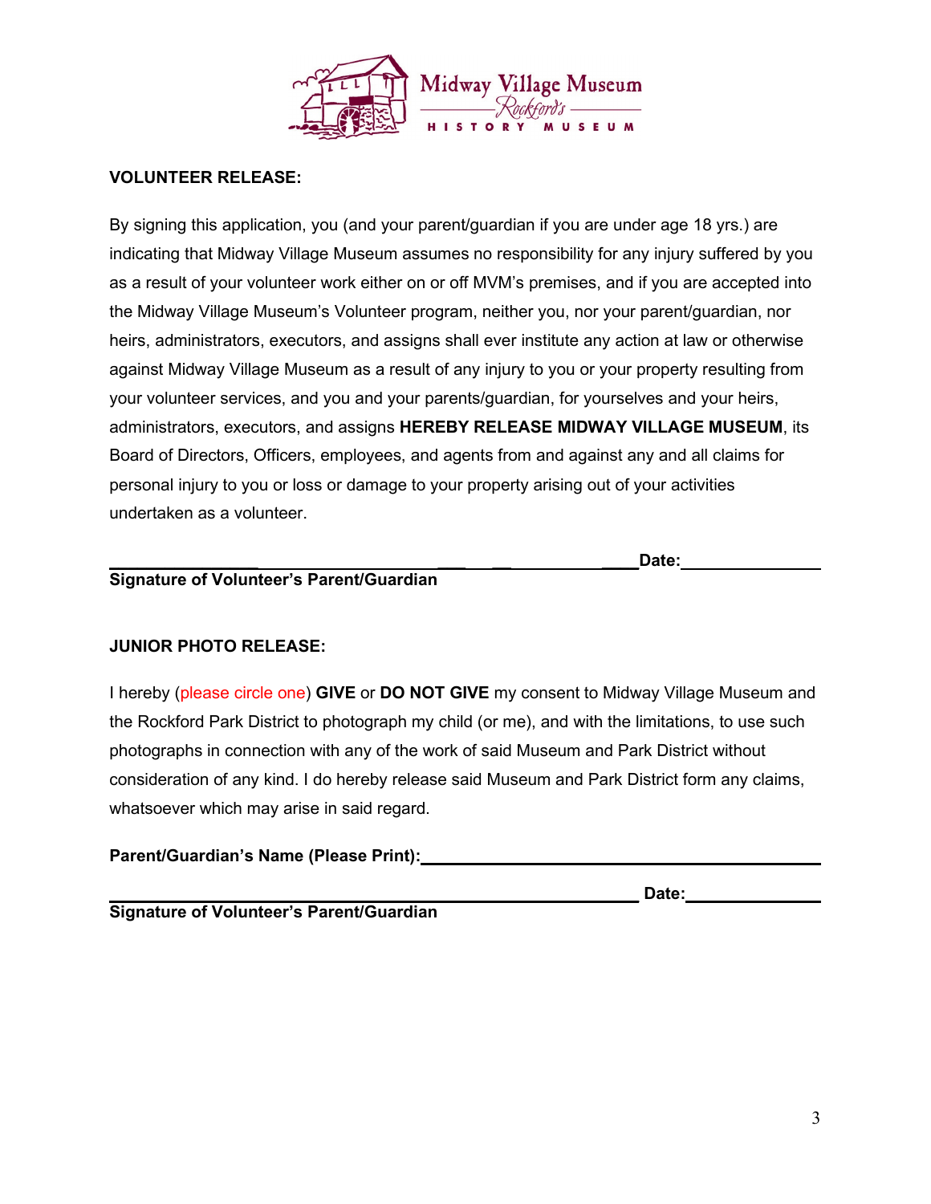Midway Village Museum
Rockford's
HISTORY MUSEUM

**VOLUNTEER RELEASE:**

By signing this application, you (and your parent/guardian if you are under age 18 yrs.) are indicating that Midway Village Museum assumes no responsibility for any injury suffered by you as a result of your volunteer work either on or off MVM's premises, and if you are accepted into the Midway Village Museum's Volunteer program, neither you, nor your parent/guardian, nor heirs, administrators, executors, and assigns shall ever institute any action at law or otherwise against Midway Village Museum as a result of any injury to you or your property resulting from your volunteer services, and you and your parents/guardian, for yourselves and your heirs, administrators, executors, and assigns **HEREBY RELEASE MIDWAY VILLAGE MUSEUM**, its Board of Directors, Officers, employees, and agents from and against any and all claims for personal injury to you or loss or damage to your property arising out of your activities undertaken as a volunteer.

________________________________________________ **Date:**______________
**Signature of Volunteer's Parent/Guardian**

**JUNIOR PHOTO RELEASE:**

I hereby (please circle one) **GIVE** or **DO NOT GIVE** my consent to Midway Village Museum and the Rockford Park District to photograph my child (or me), and with the limitations, to use such photographs in connection with any of the work of said Museum and Park District without consideration of any kind. I do hereby release said Museum and Park District form any claims, whatsoever which may arise in said regard.

**Parent/Guardian's Name (Please Print):**________________________________

________________________________________________ **Date:**______________
**Signature of Volunteer's Parent/Guardian**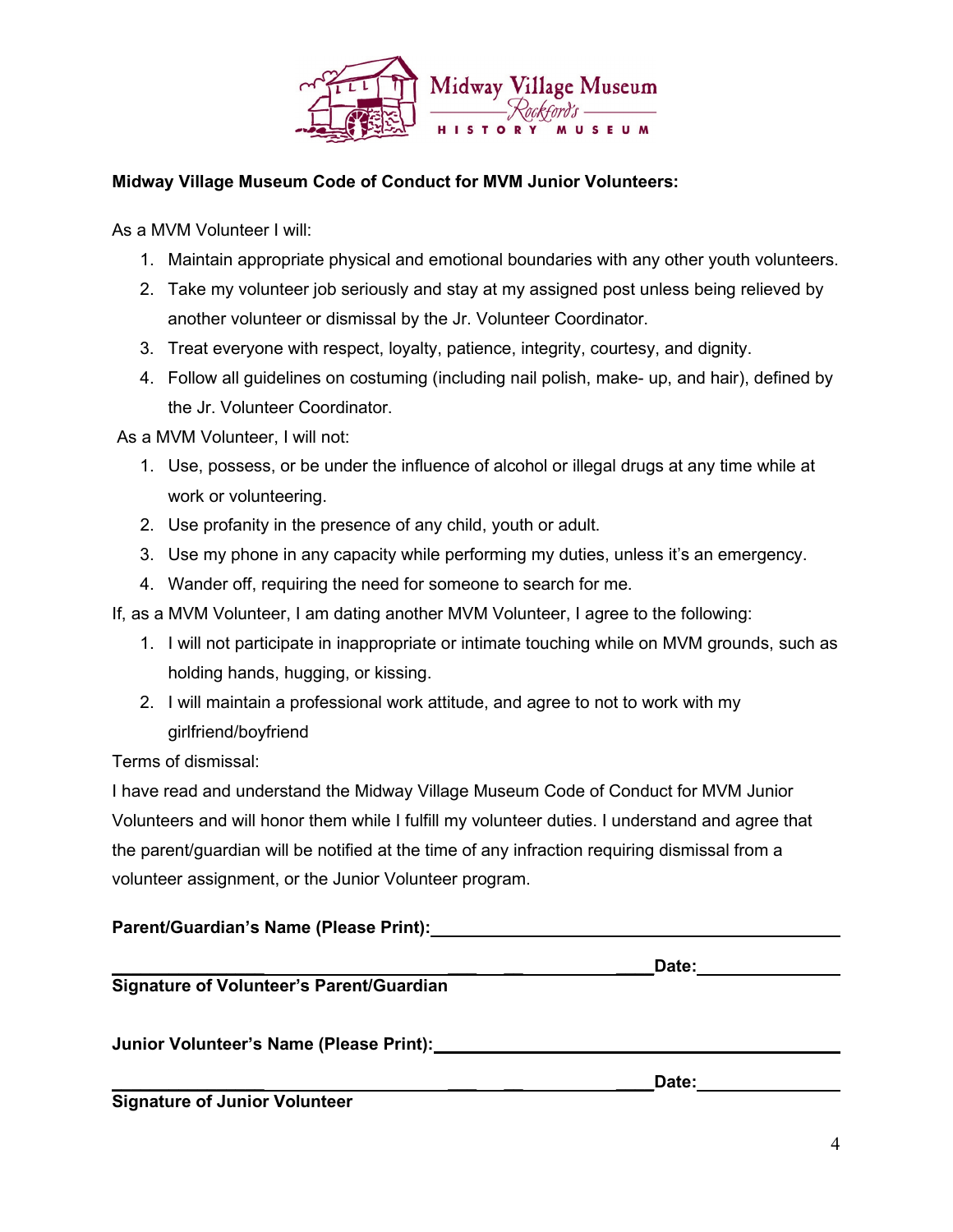Midway Village Museum
Rockford's
HISTORY MUSEUM

**Midway Village Museum Code of Conduct for MVM Junior Volunteers:**

As a MVM Volunteer I will:

1. Maintain appropriate physical and emotional boundaries with any other youth volunteers.
2. Take my volunteer job seriously and stay at my assigned post unless being relieved by another volunteer or dismissal by the Jr. Volunteer Coordinator.
3. Treat everyone with respect, loyalty, patience, integrity, courtesy, and dignity.
4. Follow all guidelines on costuming (including nail polish, make- up, and hair), defined by the Jr. Volunteer Coordinator.

As a MVM Volunteer, I will not:

1. Use, possess, or be under the influence of alcohol or illegal drugs at any time while at work or volunteering.
2. Use profanity in the presence of any child, youth or adult.
3. Use my phone in any capacity while performing my duties, unless it's an emergency.
4. Wander off, requiring the need for someone to search for me.

If, as a MVM Volunteer, I am dating another MVM Volunteer, I agree to the following:

1. I will not participate in inappropriate or intimate touching while on MVM grounds, such as holding hands, hugging, or kissing.
2. I will maintain a professional work attitude, and agree to not to work with my girlfriend/boyfriend

Terms of dismissal:

I have read and understand the Midway Village Museum Code of Conduct for MVM Junior Volunteers and will honor them while I fulfill my volunteer duties. I understand and agree that the parent/guardian will be notified at the time of any infraction requiring dismissal from a volunteer assignment, or the Junior Volunteer program.

**Parent/Guardian's Name (Please Print):**______________________________________

______________________________________________________ **Date:**_______________
**Signature of Volunteer's Parent/Guardian**

**Junior Volunteer's Name (Please Print):**______________________________________

______________________________________________________ **Date:**_______________
**Signature of Junior Volunteer**